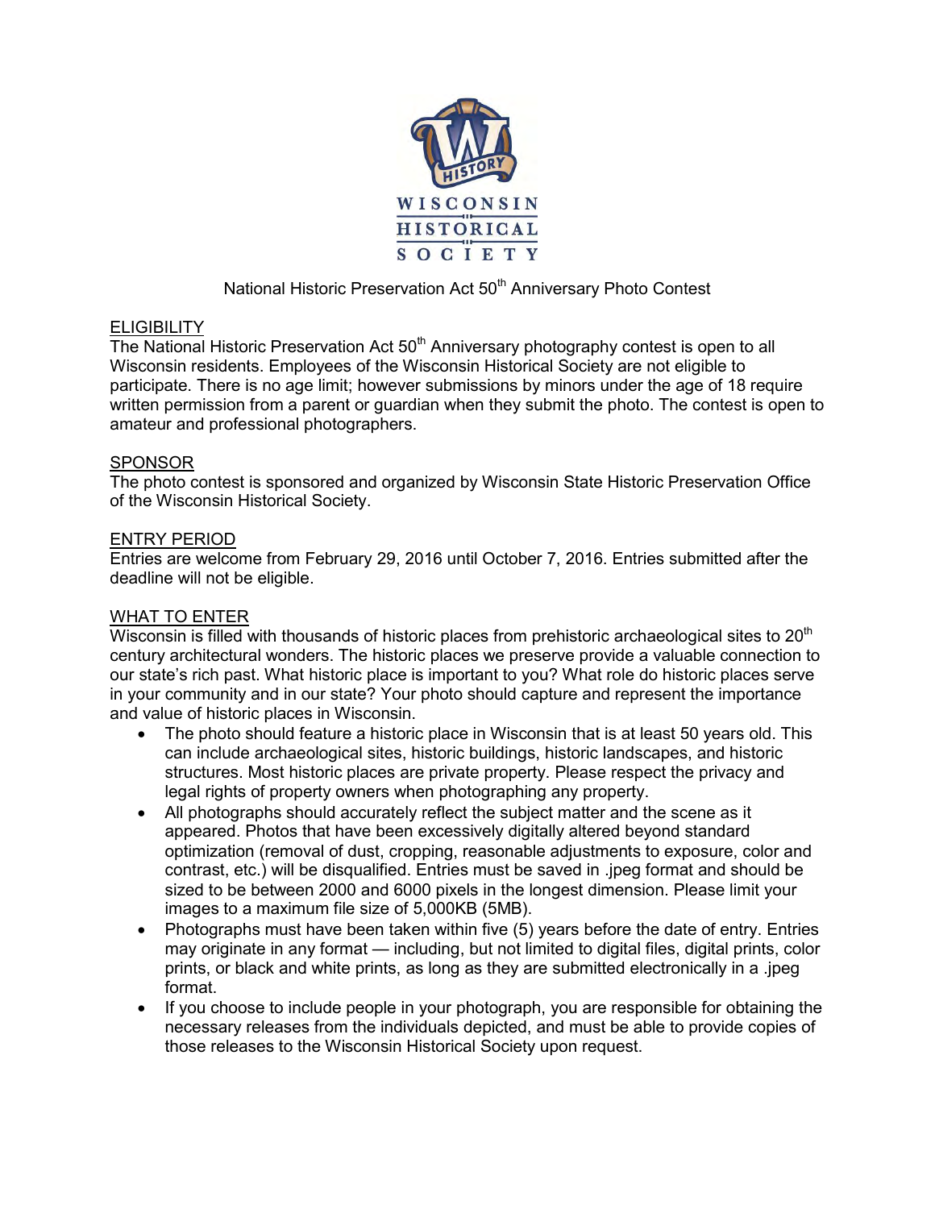WISCONSIN HISTORICAL SOCIETY

# National Historic Preservation Act 50th Anniversary Photo Contest

## ELIGIBILITY

The National Historic Preservation Act 50th Anniversary photography contest is open to all Wisconsin residents. Employees of the Wisconsin Historical Society are not eligible to participate. There is no age limit; however submissions by minors under the age of 18 require written permission from a parent or guardian when they submit the photo. The contest is open to amateur and professional photographers.

## SPONSOR

The photo contest is sponsored and organized by Wisconsin State Historic Preservation Office of the Wisconsin Historical Society.

## ENTRY PERIOD

Entries are welcome from February 29, 2016 until October 7, 2016. Entries submitted after the deadline will not be eligible.

## WHAT TO ENTER

Wisconsin is filled with thousands of historic places from prehistoric archaeological sites to 20th century architectural wonders. The historic places we preserve provide a valuable connection to our state's rich past. What historic place is important to you? What role do historic places serve in your community and in our state? Your photo should capture and represent the importance and value of historic places in Wisconsin.

- The photo should feature a historic place in Wisconsin that is at least 50 years old. This can include archaeological sites, historic buildings, historic landscapes, and historic structures. Most historic places are private property. Please respect the privacy and legal rights of property owners when photographing any property.
- All photographs should accurately reflect the subject matter and the scene as it appeared. Photos that have been excessively digitally altered beyond standard optimization (removal of dust, cropping, reasonable adjustments to exposure, color and contrast, etc.) will be disqualified. Entries must be saved in .jpeg format and should be sized to be between 2000 and 6000 pixels in the longest dimension. Please limit your images to a maximum file size of 5,000KB (5MB).
- Photographs must have been taken within five (5) years before the date of entry. Entries may originate in any format — including, but not limited to digital files, digital prints, color prints, or black and white prints, as long as they are submitted electronically in a .jpeg format.
- If you choose to include people in your photograph, you are responsible for obtaining the necessary releases from the individuals depicted, and must be able to provide copies of those releases to the Wisconsin Historical Society upon request.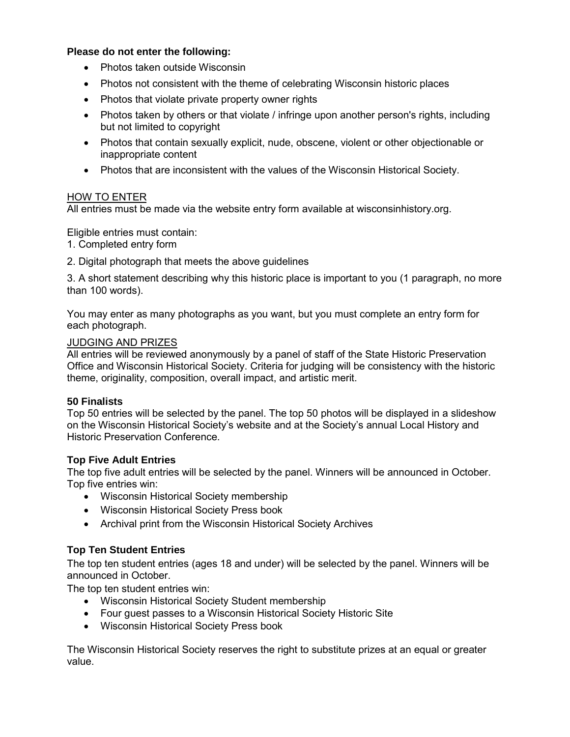**Please do not enter the following:**

- Photos taken outside Wisconsin
- Photos not consistent with the theme of celebrating Wisconsin historic places
- Photos that violate private property owner rights
- Photos taken by others or that violate / infringe upon another person's rights, including but not limited to copyright
- Photos that contain sexually explicit, nude, obscene, violent or other objectionable or inappropriate content
- Photos that are inconsistent with the values of the Wisconsin Historical Society.

## HOW TO ENTER

All entries must be made via the website entry form available at wisconsinhistory.org.

Eligible entries must contain:

1. Completed entry form
2. Digital photograph that meets the above guidelines
3. A short statement describing why this historic place is important to you (1 paragraph, no more than 100 words).

You may enter as many photographs as you want, but you must complete an entry form for each photograph.

## JUDGING AND PRIZES

All entries will be reviewed anonymously by a panel of staff of the State Historic Preservation Office and Wisconsin Historical Society. Criteria for judging will be consistency with the historic theme, originality, composition, overall impact, and artistic merit.

### 50 Finalists

Top 50 entries will be selected by the panel. The top 50 photos will be displayed in a slideshow on the Wisconsin Historical Society's website and at the Society's annual Local History and Historic Preservation Conference.

### Top Five Adult Entries

The top five adult entries will be selected by the panel. Winners will be announced in October. Top five entries win:

- Wisconsin Historical Society membership
- Wisconsin Historical Society Press book
- Archival print from the Wisconsin Historical Society Archives

### Top Ten Student Entries

The top ten student entries (ages 18 and under) will be selected by the panel. Winners will be announced in October.

The top ten student entries win:

- Wisconsin Historical Society Student membership
- Four guest passes to a Wisconsin Historical Society Historic Site
- Wisconsin Historical Society Press book

The Wisconsin Historical Society reserves the right to substitute prizes at an equal or greater value.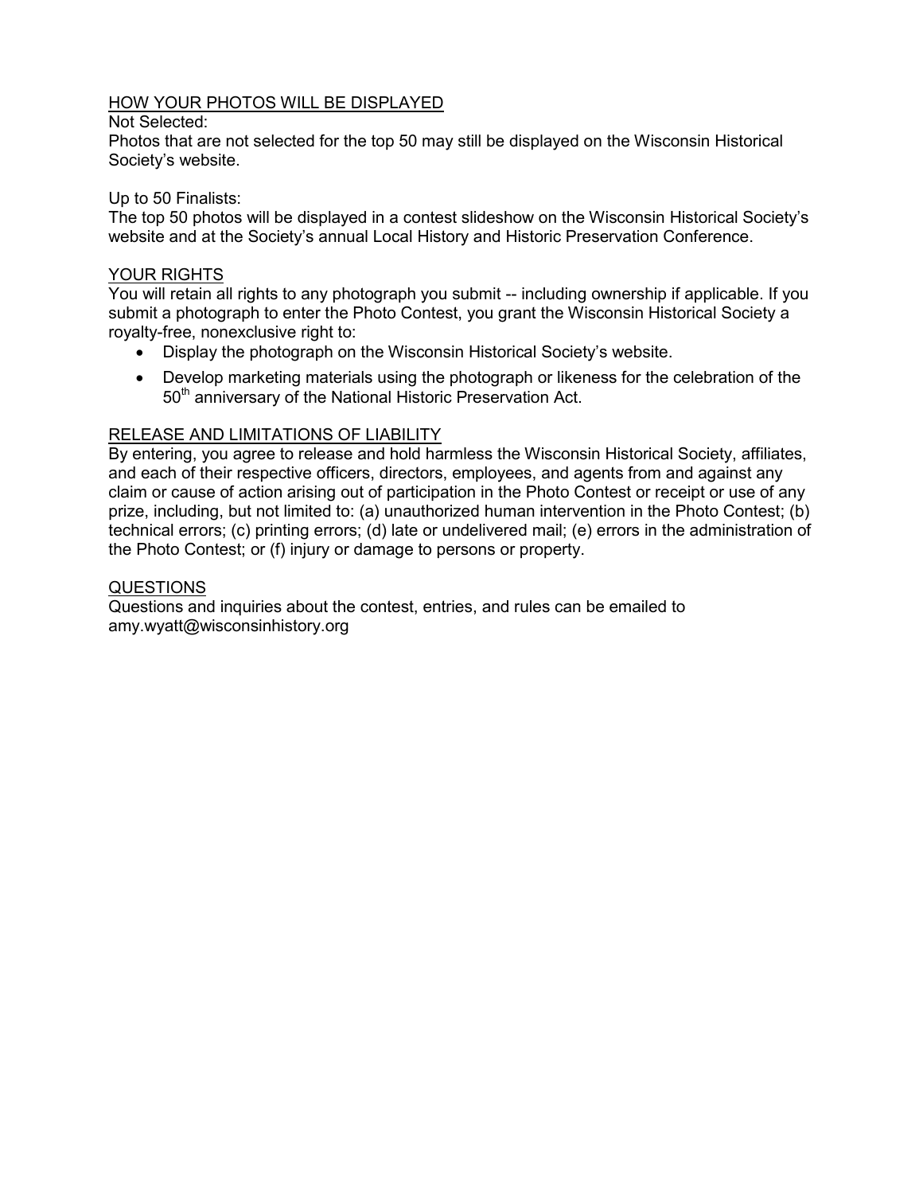## HOW YOUR PHOTOS WILL BE DISPLAYED

Not Selected:

Photos that are not selected for the top 50 may still be displayed on the Wisconsin Historical Society's website.

Up to 50 Finalists:

The top 50 photos will be displayed in a contest slideshow on the Wisconsin Historical Society's website and at the Society's annual Local History and Historic Preservation Conference.

## YOUR RIGHTS

You will retain all rights to any photograph you submit -- including ownership if applicable. If you submit a photograph to enter the Photo Contest, you grant the Wisconsin Historical Society a royalty-free, nonexclusive right to:

- Display the photograph on the Wisconsin Historical Society's website.
- Develop marketing materials using the photograph or likeness for the celebration of the 50th anniversary of the National Historic Preservation Act.

## RELEASE AND LIMITATIONS OF LIABILITY

By entering, you agree to release and hold harmless the Wisconsin Historical Society, affiliates, and each of their respective officers, directors, employees, and agents from and against any claim or cause of action arising out of participation in the Photo Contest or receipt or use of any prize, including, but not limited to: (a) unauthorized human intervention in the Photo Contest; (b) technical errors; (c) printing errors; (d) late or undelivered mail; (e) errors in the administration of the Photo Contest; or (f) injury or damage to persons or property.

## QUESTIONS

Questions and inquiries about the contest, entries, and rules can be emailed to amy.wyatt@wisconsinhistory.org